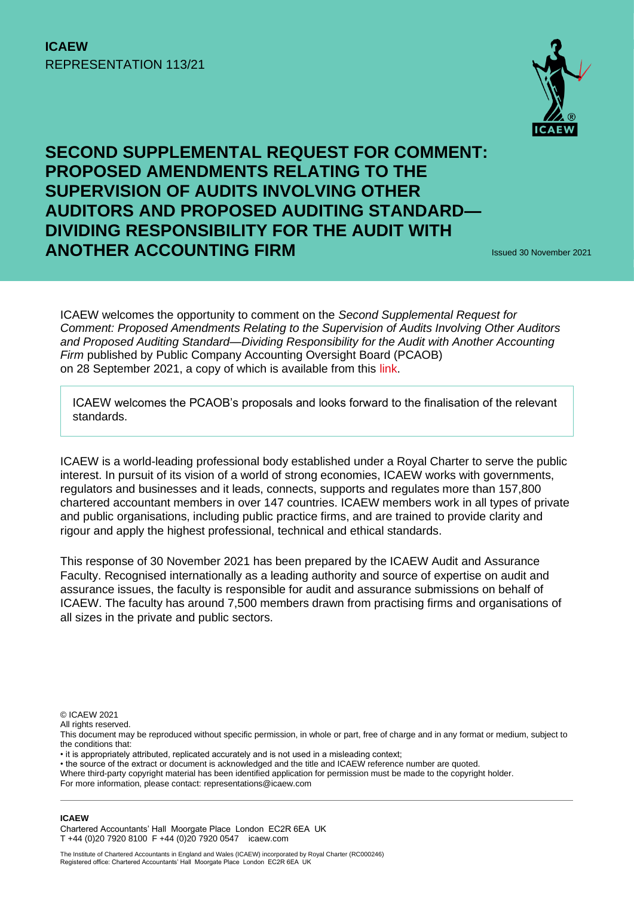**ICAEW**
REPRESENTATION 113/21

# SECOND SUPPLEMENTAL REQUEST FOR COMMENT: PROPOSED AMENDMENTS RELATING TO THE SUPERVISION OF AUDITS INVOLVING OTHER AUDITORS AND PROPOSED AUDITING STANDARD—DIVIDING RESPONSIBILITY FOR THE AUDIT WITH ANOTHER ACCOUNTING FIRM

Issued 30 November 2021

ICAEW welcomes the opportunity to comment on the *Second Supplemental Request for Comment: Proposed Amendments Relating to the Supervision of Audits Involving Other Auditors and Proposed Auditing Standard—Dividing Responsibility for the Audit with Another Accounting Firm* published by Public Company Accounting Oversight Board (PCAOB) on 28 September 2021, a copy of which is available from this link.

> ICAEW welcomes the PCAOB's proposals and looks forward to the finalisation of the relevant standards.

ICAEW is a world-leading professional body established under a Royal Charter to serve the public interest. In pursuit of its vision of a world of strong economies, ICAEW works with governments, regulators and businesses and it leads, connects, supports and regulates more than 157,800 chartered accountant members in over 147 countries. ICAEW members work in all types of private and public organisations, including public practice firms, and are trained to provide clarity and rigour and apply the highest professional, technical and ethical standards.

This response of 30 November 2021 has been prepared by the ICAEW Audit and Assurance Faculty. Recognised internationally as a leading authority and source of expertise on audit and assurance issues, the faculty is responsible for audit and assurance submissions on behalf of ICAEW. The faculty has around 7,500 members drawn from practising firms and organisations of all sizes in the private and public sectors.

© ICAEW 2021
All rights reserved.
This document may be reproduced without specific permission, in whole or part, free of charge and in any format or medium, subject to the conditions that:
• it is appropriately attributed, replicated accurately and is not used in a misleading context;
• the source of the extract or document is acknowledged and the title and ICAEW reference number are quoted.
Where third-party copyright material has been identified application for permission must be made to the copyright holder.
For more information, please contact: representations@icaew.com

**ICAEW**
Chartered Accountants' Hall Moorgate Place London EC2R 6EA UK
T +44 (0)20 7920 8100 F +44 (0)20 7920 0547 icaew.com

The Institute of Chartered Accountants in England and Wales (ICAEW) incorporated by Royal Charter (RC000246)
Registered office: Chartered Accountants' Hall Moorgate Place London EC2R 6EA UK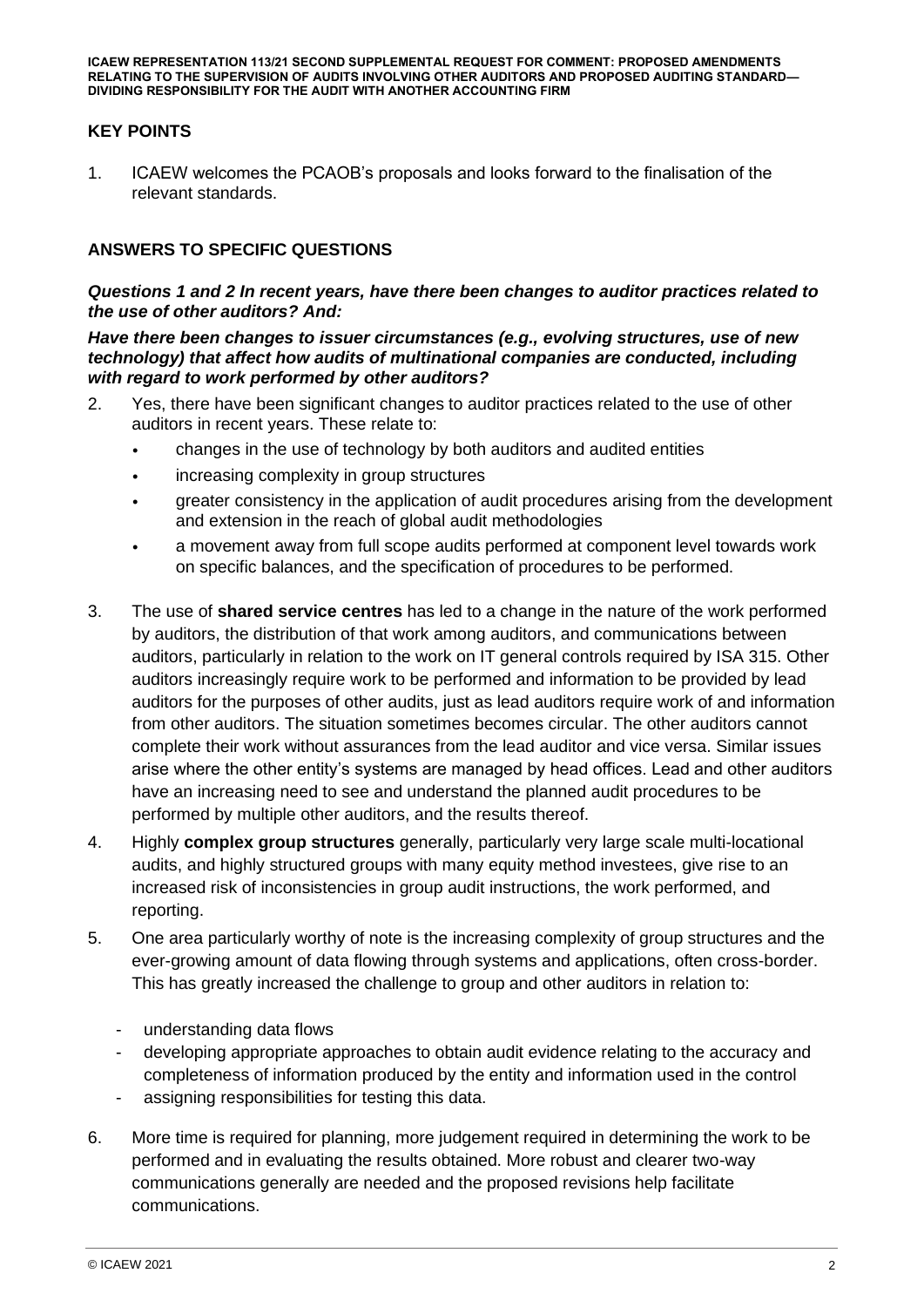## KEY POINTS

1. ICAEW welcomes the PCAOB's proposals and looks forward to the finalisation of the relevant standards.

## ANSWERS TO SPECIFIC QUESTIONS

***Questions 1 and 2 In recent years, have there been changes to auditor practices related to the use of other auditors? And:***

***Have there been changes to issuer circumstances (e.g., evolving structures, use of new technology) that affect how audits of multinational companies are conducted, including with regard to work performed by other auditors?***

2. Yes, there have been significant changes to auditor practices related to the use of other auditors in recent years. These relate to:
   - changes in the use of technology by both auditors and audited entities
   - increasing complexity in group structures
   - greater consistency in the application of audit procedures arising from the development and extension in the reach of global audit methodologies
   - a movement away from full scope audits performed at component level towards work on specific balances, and the specification of procedures to be performed.

3. The use of **shared service centres** has led to a change in the nature of the work performed by auditors, the distribution of that work among auditors, and communications between auditors, particularly in relation to the work on IT general controls required by ISA 315. Other auditors increasingly require work to be performed and information to be provided by lead auditors for the purposes of other audits, just as lead auditors require work of and information from other auditors. The situation sometimes becomes circular. The other auditors cannot complete their work without assurances from the lead auditor and vice versa. Similar issues arise where the other entity's systems are managed by head offices. Lead and other auditors have an increasing need to see and understand the planned audit procedures to be performed by multiple other auditors, and the results thereof.

4. Highly **complex group structures** generally, particularly very large scale multi-locational audits, and highly structured groups with many equity method investees, give rise to an increased risk of inconsistencies in group audit instructions, the work performed, and reporting.

5. One area particularly worthy of note is the increasing complexity of group structures and the ever-growing amount of data flowing through systems and applications, often cross-border. This has greatly increased the challenge to group and other auditors in relation to:
   - understanding data flows
   - developing appropriate approaches to obtain audit evidence relating to the accuracy and completeness of information produced by the entity and information used in the control
   - assigning responsibilities for testing this data.

6. More time is required for planning, more judgement required in determining the work to be performed and in evaluating the results obtained. More robust and clearer two-way communications generally are needed and the proposed revisions help facilitate communications.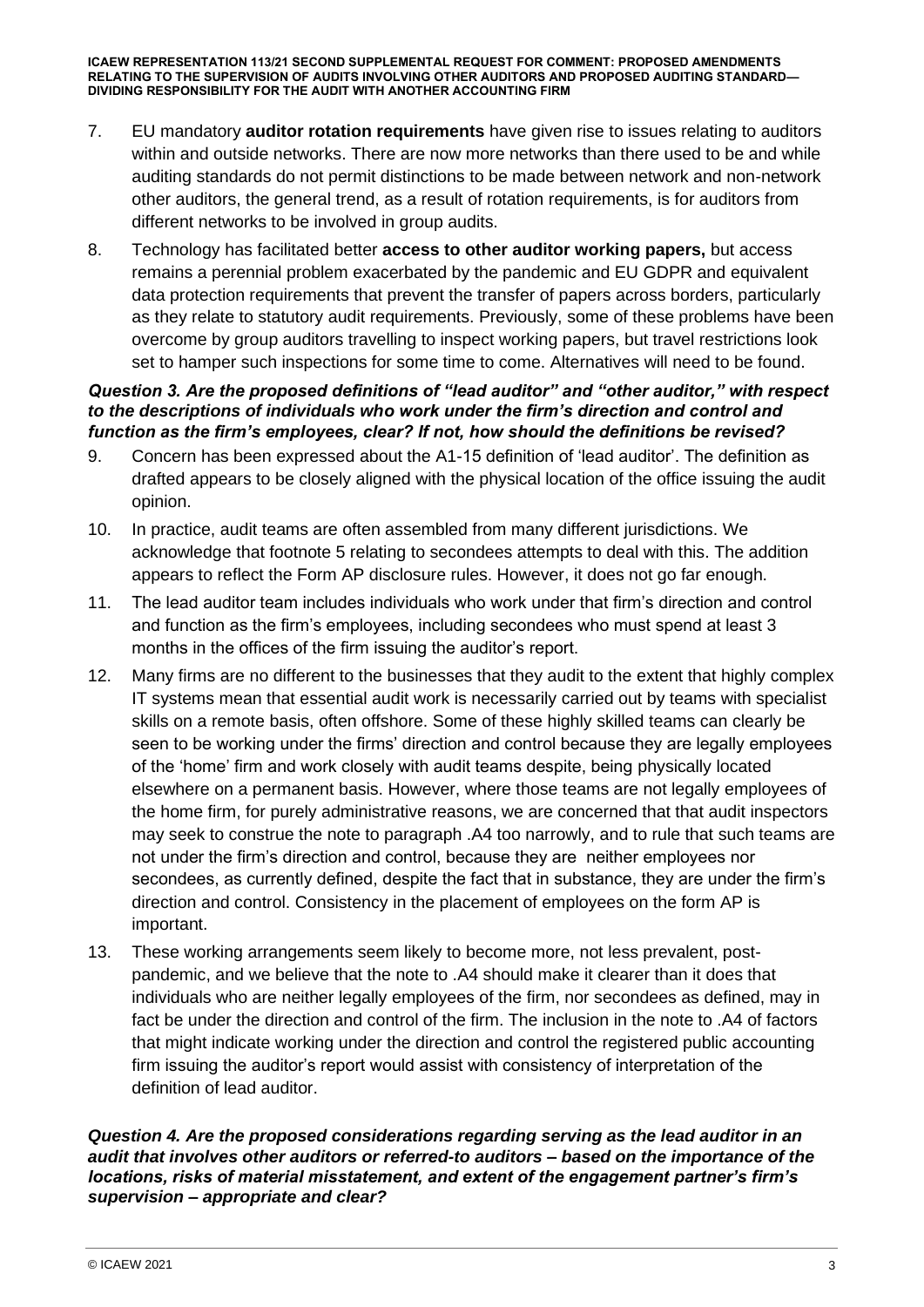7. EU mandatory **auditor rotation requirements** have given rise to issues relating to auditors within and outside networks. There are now more networks than there used to be and while auditing standards do not permit distinctions to be made between network and non-network other auditors, the general trend, as a result of rotation requirements, is for auditors from different networks to be involved in group audits.

8. Technology has facilitated better **access to other auditor working papers,** but access remains a perennial problem exacerbated by the pandemic and EU GDPR and equivalent data protection requirements that prevent the transfer of papers across borders, particularly as they relate to statutory audit requirements. Previously, some of these problems have been overcome by group auditors travelling to inspect working papers, but travel restrictions look set to hamper such inspections for some time to come. Alternatives will need to be found.

***Question 3. Are the proposed definitions of "lead auditor" and "other auditor," with respect to the descriptions of individuals who work under the firm's direction and control and function as the firm's employees, clear? If not, how should the definitions be revised?***

9. Concern has been expressed about the A1-15 definition of 'lead auditor'. The definition as drafted appears to be closely aligned with the physical location of the office issuing the audit opinion.

10. In practice, audit teams are often assembled from many different jurisdictions. We acknowledge that footnote 5 relating to secondees attempts to deal with this. The addition appears to reflect the Form AP disclosure rules. However, it does not go far enough.

11. The lead auditor team includes individuals who work under that firm's direction and control and function as the firm's employees, including secondees who must spend at least 3 months in the offices of the firm issuing the auditor's report.

12. Many firms are no different to the businesses that they audit to the extent that highly complex IT systems mean that essential audit work is necessarily carried out by teams with specialist skills on a remote basis, often offshore. Some of these highly skilled teams can clearly be seen to be working under the firms' direction and control because they are legally employees of the 'home' firm and work closely with audit teams despite, being physically located elsewhere on a permanent basis. However, where those teams are not legally employees of the home firm, for purely administrative reasons, we are concerned that that audit inspectors may seek to construe the note to paragraph .A4 too narrowly, and to rule that such teams are not under the firm's direction and control, because they are neither employees nor secondees, as currently defined, despite the fact that in substance, they are under the firm's direction and control. Consistency in the placement of employees on the form AP is important.

13. These working arrangements seem likely to become more, not less prevalent, post-pandemic, and we believe that the note to .A4 should make it clearer than it does that individuals who are neither legally employees of the firm, nor secondees as defined, may in fact be under the direction and control of the firm. The inclusion in the note to .A4 of factors that might indicate working under the direction and control the registered public accounting firm issuing the auditor's report would assist with consistency of interpretation of the definition of lead auditor.

***Question 4. Are the proposed considerations regarding serving as the lead auditor in an audit that involves other auditors or referred-to auditors – based on the importance of the locations, risks of material misstatement, and extent of the engagement partner's firm's supervision – appropriate and clear?***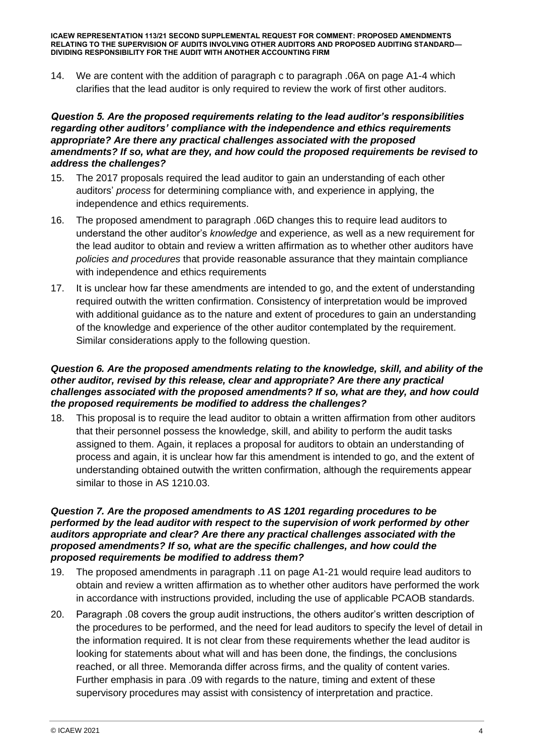14. We are content with the addition of paragraph c to paragraph .06A on page A1-4 which clarifies that the lead auditor is only required to review the work of first other auditors.

***Question 5. Are the proposed requirements relating to the lead auditor's responsibilities regarding other auditors' compliance with the independence and ethics requirements appropriate? Are there any practical challenges associated with the proposed amendments? If so, what are they, and how could the proposed requirements be revised to address the challenges?***

15. The 2017 proposals required the lead auditor to gain an understanding of each other auditors' *process* for determining compliance with, and experience in applying, the independence and ethics requirements.
16. The proposed amendment to paragraph .06D changes this to require lead auditors to understand the other auditor's *knowledge* and experience, as well as a new requirement for the lead auditor to obtain and review a written affirmation as to whether other auditors have *policies and procedures* that provide reasonable assurance that they maintain compliance with independence and ethics requirements
17. It is unclear how far these amendments are intended to go, and the extent of understanding required outwith the written confirmation. Consistency of interpretation would be improved with additional guidance as to the nature and extent of procedures to gain an understanding of the knowledge and experience of the other auditor contemplated by the requirement. Similar considerations apply to the following question.

***Question 6. Are the proposed amendments relating to the knowledge, skill, and ability of the other auditor, revised by this release, clear and appropriate? Are there any practical challenges associated with the proposed amendments? If so, what are they, and how could the proposed requirements be modified to address the challenges?***

18. This proposal is to require the lead auditor to obtain a written affirmation from other auditors that their personnel possess the knowledge, skill, and ability to perform the audit tasks assigned to them. Again, it replaces a proposal for auditors to obtain an understanding of process and again, it is unclear how far this amendment is intended to go, and the extent of understanding obtained outwith the written confirmation, although the requirements appear similar to those in AS 1210.03.

***Question 7. Are the proposed amendments to AS 1201 regarding procedures to be performed by the lead auditor with respect to the supervision of work performed by other auditors appropriate and clear? Are there any practical challenges associated with the proposed amendments? If so, what are the specific challenges, and how could the proposed requirements be modified to address them?***

19. The proposed amendments in paragraph .11 on page A1-21 would require lead auditors to obtain and review a written affirmation as to whether other auditors have performed the work in accordance with instructions provided, including the use of applicable PCAOB standards.
20. Paragraph .08 covers the group audit instructions, the others auditor's written description of the procedures to be performed, and the need for lead auditors to specify the level of detail in the information required. It is not clear from these requirements whether the lead auditor is looking for statements about what will and has been done, the findings, the conclusions reached, or all three. Memoranda differ across firms, and the quality of content varies. Further emphasis in para .09 with regards to the nature, timing and extent of these supervisory procedures may assist with consistency of interpretation and practice.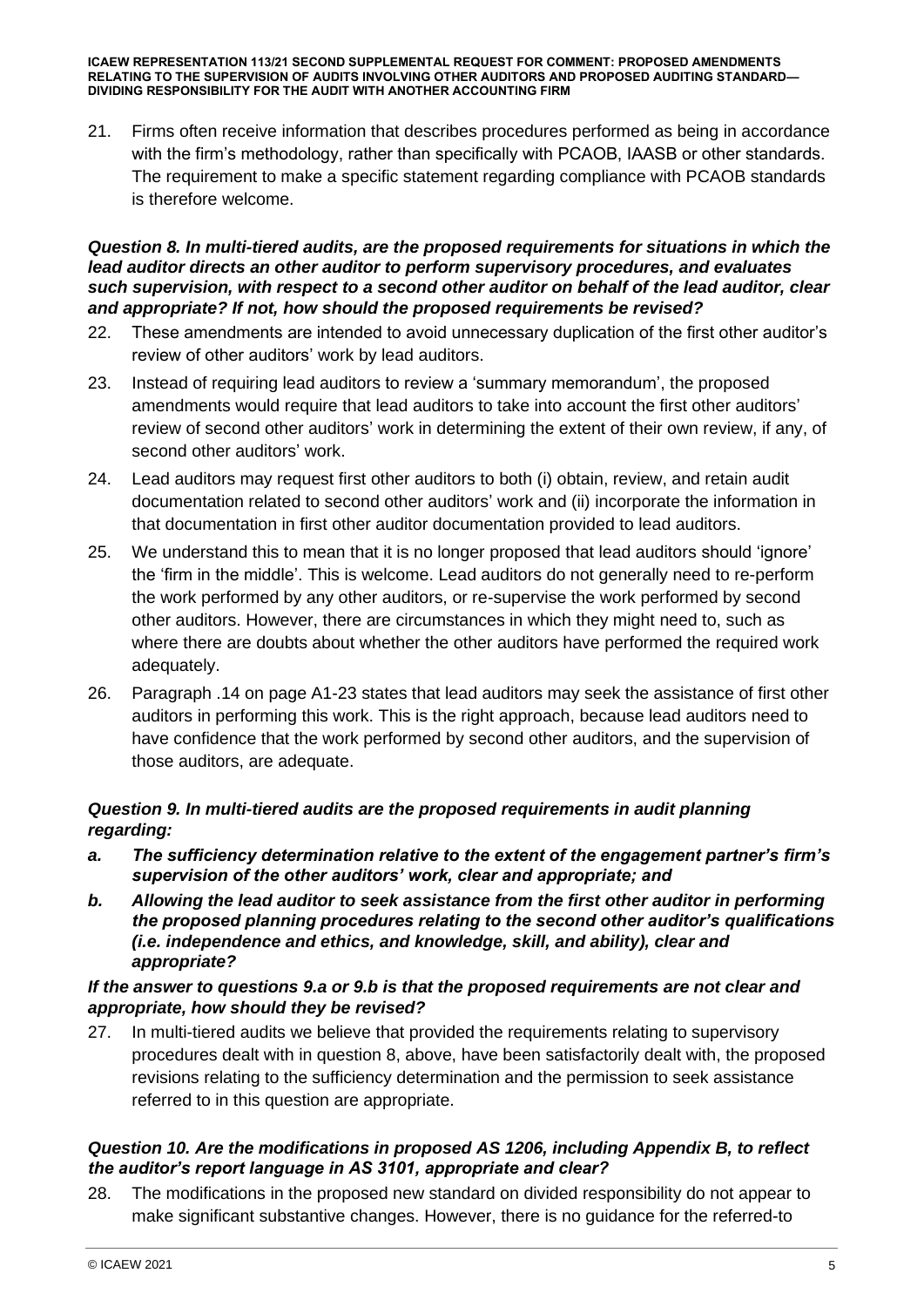21. Firms often receive information that describes procedures performed as being in accordance with the firm's methodology, rather than specifically with PCAOB, IAASB or other standards. The requirement to make a specific statement regarding compliance with PCAOB standards is therefore welcome.

***Question 8. In multi-tiered audits, are the proposed requirements for situations in which the lead auditor directs an other auditor to perform supervisory procedures, and evaluates such supervision, with respect to a second other auditor on behalf of the lead auditor, clear and appropriate? If not, how should the proposed requirements be revised?***

22. These amendments are intended to avoid unnecessary duplication of the first other auditor's review of other auditors' work by lead auditors.

23. Instead of requiring lead auditors to review a 'summary memorandum', the proposed amendments would require that lead auditors to take into account the first other auditors' review of second other auditors' work in determining the extent of their own review, if any, of second other auditors' work.

24. Lead auditors may request first other auditors to both (i) obtain, review, and retain audit documentation related to second other auditors' work and (ii) incorporate the information in that documentation in first other auditor documentation provided to lead auditors.

25. We understand this to mean that it is no longer proposed that lead auditors should 'ignore' the 'firm in the middle'. This is welcome. Lead auditors do not generally need to re-perform the work performed by any other auditors, or re-supervise the work performed by second other auditors. However, there are circumstances in which they might need to, such as where there are doubts about whether the other auditors have performed the required work adequately.

26. Paragraph .14 on page A1-23 states that lead auditors may seek the assistance of first other auditors in performing this work. This is the right approach, because lead auditors need to have confidence that the work performed by second other auditors, and the supervision of those auditors, are adequate.

***Question 9. In multi-tiered audits are the proposed requirements in audit planning regarding:***

***a. The sufficiency determination relative to the extent of the engagement partner's firm's supervision of the other auditors' work, clear and appropriate; and***

***b. Allowing the lead auditor to seek assistance from the first other auditor in performing the proposed planning procedures relating to the second other auditor's qualifications (i.e. independence and ethics, and knowledge, skill, and ability), clear and appropriate?***

***If the answer to questions 9.a or 9.b is that the proposed requirements are not clear and appropriate, how should they be revised?***

27. In multi-tiered audits we believe that provided the requirements relating to supervisory procedures dealt with in question 8, above, have been satisfactorily dealt with, the proposed revisions relating to the sufficiency determination and the permission to seek assistance referred to in this question are appropriate.

***Question 10. Are the modifications in proposed AS 1206, including Appendix B, to reflect the auditor's report language in AS 3101, appropriate and clear?***

28. The modifications in the proposed new standard on divided responsibility do not appear to make significant substantive changes. However, there is no guidance for the referred-to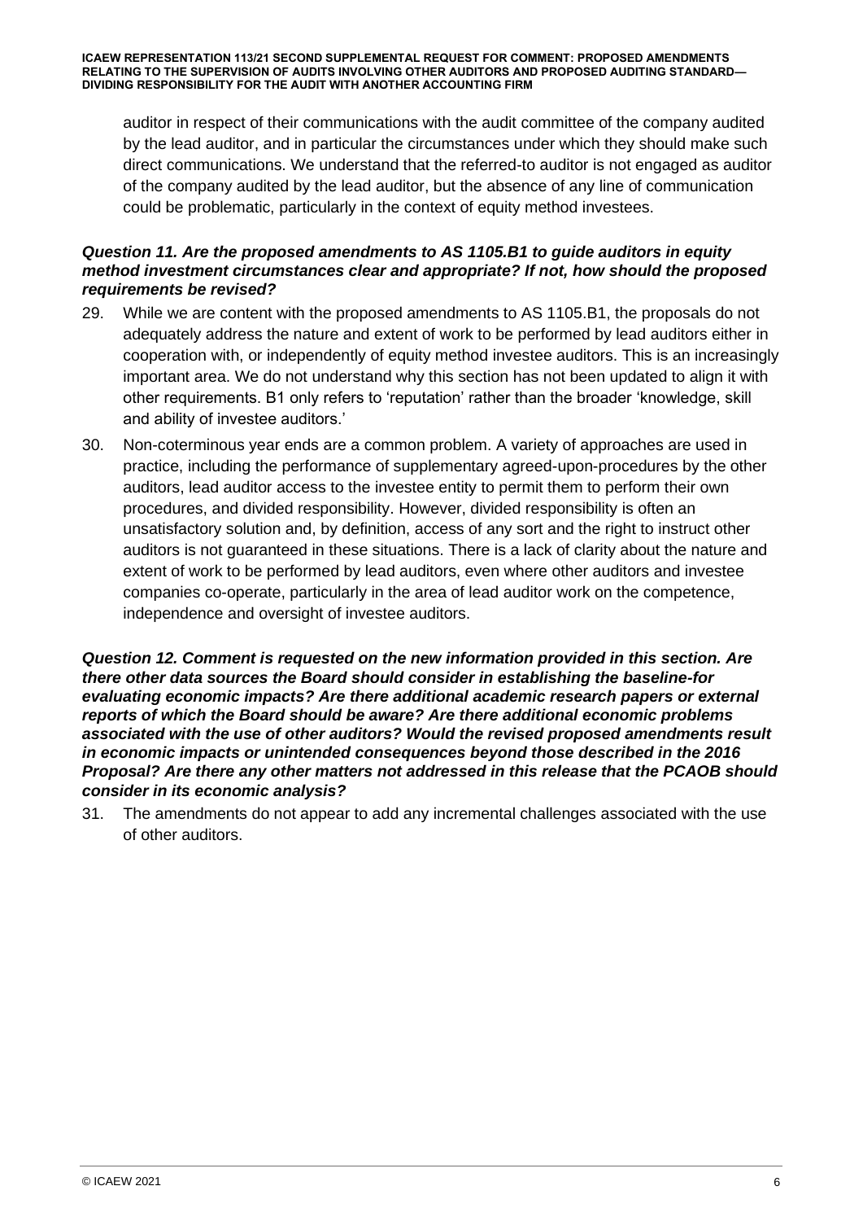auditor in respect of their communications with the audit committee of the company audited by the lead auditor, and in particular the circumstances under which they should make such direct communications. We understand that the referred-to auditor is not engaged as auditor of the company audited by the lead auditor, but the absence of any line of communication could be problematic, particularly in the context of equity method investees.

***Question 11. Are the proposed amendments to AS 1105.B1 to guide auditors in equity method investment circumstances clear and appropriate? If not, how should the proposed requirements be revised?***

29. While we are content with the proposed amendments to AS 1105.B1, the proposals do not adequately address the nature and extent of work to be performed by lead auditors either in cooperation with, or independently of equity method investee auditors. This is an increasingly important area. We do not understand why this section has not been updated to align it with other requirements. B1 only refers to 'reputation' rather than the broader 'knowledge, skill and ability of investee auditors.'

30. Non-coterminous year ends are a common problem. A variety of approaches are used in practice, including the performance of supplementary agreed-upon-procedures by the other auditors, lead auditor access to the investee entity to permit them to perform their own procedures, and divided responsibility. However, divided responsibility is often an unsatisfactory solution and, by definition, access of any sort and the right to instruct other auditors is not guaranteed in these situations. There is a lack of clarity about the nature and extent of work to be performed by lead auditors, even where other auditors and investee companies co-operate, particularly in the area of lead auditor work on the competence, independence and oversight of investee auditors.

***Question 12. Comment is requested on the new information provided in this section. Are there other data sources the Board should consider in establishing the baseline-for evaluating economic impacts? Are there additional academic research papers or external reports of which the Board should be aware? Are there additional economic problems associated with the use of other auditors? Would the revised proposed amendments result in economic impacts or unintended consequences beyond those described in the 2016 Proposal? Are there any other matters not addressed in this release that the PCAOB should consider in its economic analysis?***

31. The amendments do not appear to add any incremental challenges associated with the use of other auditors.